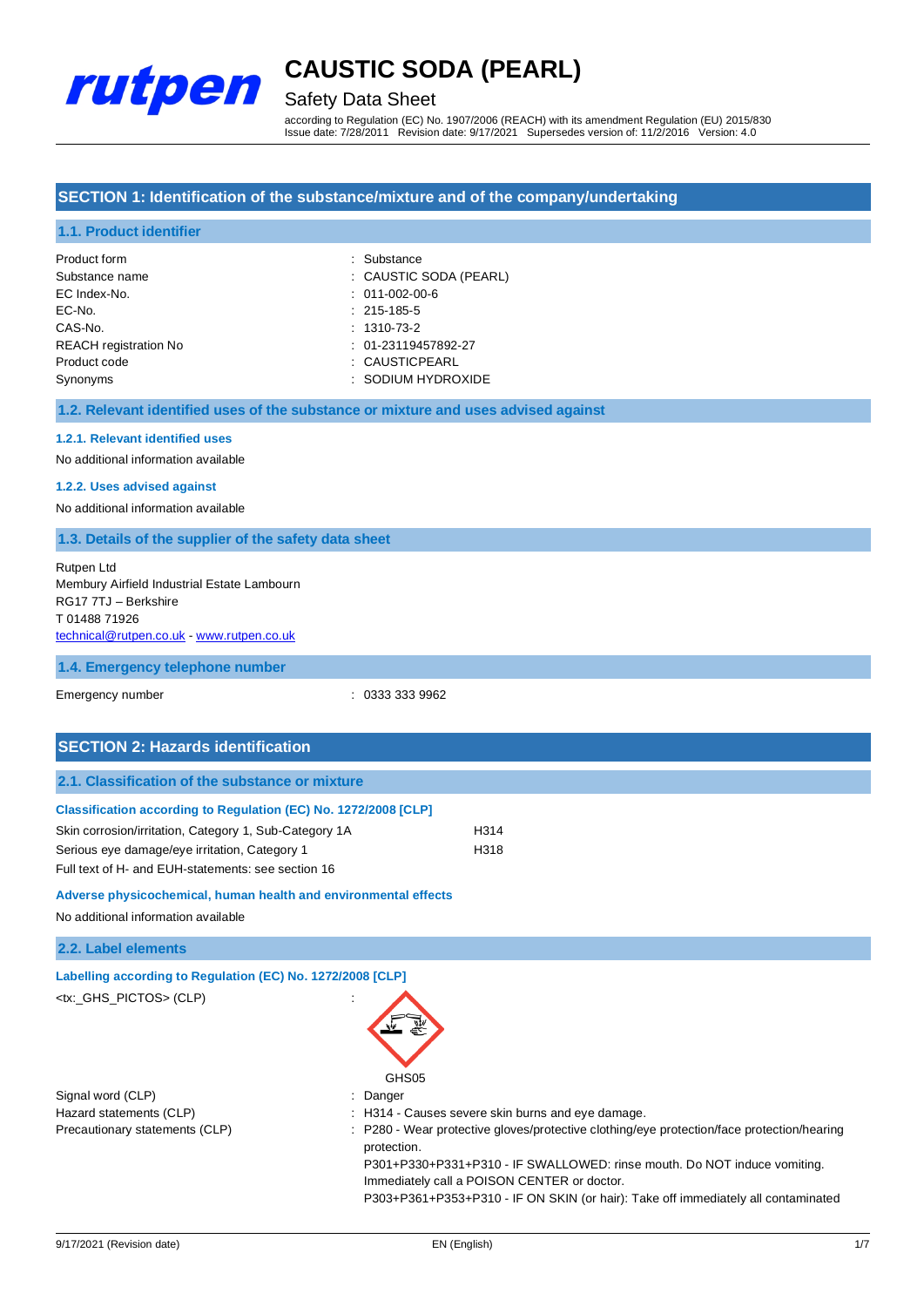# CAUSTIC SODA (PEARL)

## Safety Data Sheet

according to Regulation (EC) No. 1907/2006 (REACH) with its amendment Regulation (EU) 2015/830
Issue date: 7/28/2011 Revision date: 9/17/2021 Supersedes version of: 11/2/2016 Version: 4.0

## SECTION 1: Identification of the substance/mixture and of the company/undertaking

### 1.1. Product identifier

| | |
|---|---|
| Product form | : Substance |
| Substance name | : CAUSTIC SODA (PEARL) |
| EC Index-No. | : 011-002-00-6 |
| EC-No. | : 215-185-5 |
| CAS-No. | : 1310-73-2 |
| REACH registration No | : 01-23119457892-27 |
| Product code | : CAUSTICPEARL |
| Synonyms | : SODIUM HYDROXIDE |

### 1.2. Relevant identified uses of the substance or mixture and uses advised against

#### 1.2.1. Relevant identified uses

No additional information available

#### 1.2.2. Uses advised against

No additional information available

### 1.3. Details of the supplier of the safety data sheet

Rutpen Ltd
Membury Airfield Industrial Estate Lambourn
RG17 7TJ – Berkshire
T 01488 71926
technical@rutpen.co.uk - www.rutpen.co.uk

### 1.4. Emergency telephone number

Emergency number : 0333 333 9962

## SECTION 2: Hazards identification

### 2.1. Classification of the substance or mixture

**Classification according to Regulation (EC) No. 1272/2008 [CLP]**

| | |
|---|---|
| Skin corrosion/irritation, Category 1, Sub-Category 1A | H314 |
| Serious eye damage/eye irritation, Category 1 | H318 |

Full text of H- and EUH-statements: see section 16

**Adverse physicochemical, human health and environmental effects**

No additional information available

### 2.2. Label elements

**Labelling according to Regulation (EC) No. 1272/2008 [CLP]**

<tx:_GHS_PICTOS> (CLP) :

GHS05

Signal word (CLP) : Danger

Hazard statements (CLP) : H314 - Causes severe skin burns and eye damage.

Precautionary statements (CLP) : P280 - Wear protective gloves/protective clothing/eye protection/face protection/hearing protection.
P301+P330+P331+P310 - IF SWALLOWED: rinse mouth. Do NOT induce vomiting. Immediately call a POISON CENTER or doctor.
P303+P361+P353+P310 - IF ON SKIN (or hair): Take off immediately all contaminated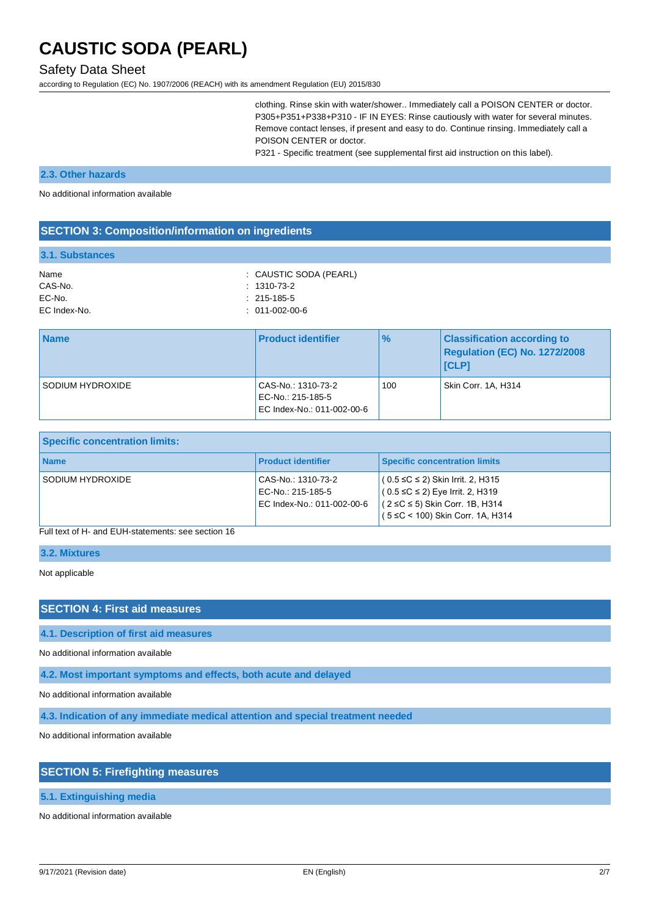clothing. Rinse skin with water/shower.. Immediately call a POISON CENTER or doctor.
P305+P351+P338+P310 - IF IN EYES: Rinse cautiously with water for several minutes. Remove contact lenses, if present and easy to do. Continue rinsing. Immediately call a POISON CENTER or doctor.
P321 - Specific treatment (see supplemental first aid instruction on this label).

### 2.3. Other hazards

No additional information available

## SECTION 3: Composition/information on ingredients

### 3.1. Substances

| | |
|---|---|
| Name | : CAUSTIC SODA (PEARL) |
| CAS-No. | : 1310-73-2 |
| EC-No. | : 215-185-5 |
| EC Index-No. | : 011-002-00-6 |

| Name | Product identifier | % | Classification according to Regulation (EC) No. 1272/2008 [CLP] |
|---|---|---|---|
| SODIUM HYDROXIDE | CAS-No.: 1310-73-2<br>EC-No.: 215-185-5<br>EC Index-No.: 011-002-00-6 | 100 | Skin Corr. 1A, H314 |

**Specific concentration limits:**

| Name | Product identifier | Specific concentration limits |
|---|---|---|
| SODIUM HYDROXIDE | CAS-No.: 1310-73-2<br>EC-No.: 215-185-5<br>EC Index-No.: 011-002-00-6 | ( 0.5 ≤C ≤ 2) Skin Irrit. 2, H315<br>( 0.5 ≤C ≤ 2) Eye Irrit. 2, H319<br>( 2 ≤C ≤ 5) Skin Corr. 1B, H314<br>( 5 ≤C < 100) Skin Corr. 1A, H314 |

Full text of H- and EUH-statements: see section 16

### 3.2. Mixtures

Not applicable

## SECTION 4: First aid measures

### 4.1. Description of first aid measures

No additional information available

### 4.2. Most important symptoms and effects, both acute and delayed

No additional information available

### 4.3. Indication of any immediate medical attention and special treatment needed

No additional information available

## SECTION 5: Firefighting measures

### 5.1. Extinguishing media

No additional information available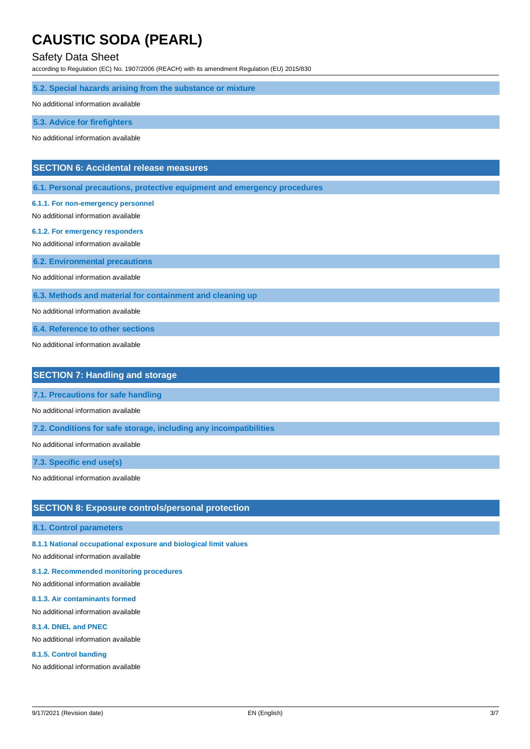### 5.2. Special hazards arising from the substance or mixture

No additional information available

### 5.3. Advice for firefighters

No additional information available

## SECTION 6: Accidental release measures

### 6.1. Personal precautions, protective equipment and emergency procedures

#### 6.1.1. For non-emergency personnel

No additional information available

#### 6.1.2. For emergency responders

No additional information available

### 6.2. Environmental precautions

No additional information available

### 6.3. Methods and material for containment and cleaning up

No additional information available

### 6.4. Reference to other sections

No additional information available

## SECTION 7: Handling and storage

### 7.1. Precautions for safe handling

No additional information available

### 7.2. Conditions for safe storage, including any incompatibilities

No additional information available

### 7.3. Specific end use(s)

No additional information available

## SECTION 8: Exposure controls/personal protection

### 8.1. Control parameters

#### 8.1.1 National occupational exposure and biological limit values

No additional information available

#### 8.1.2. Recommended monitoring procedures

No additional information available

#### 8.1.3. Air contaminants formed

No additional information available

#### 8.1.4. DNEL and PNEC

No additional information available

#### 8.1.5. Control banding

No additional information available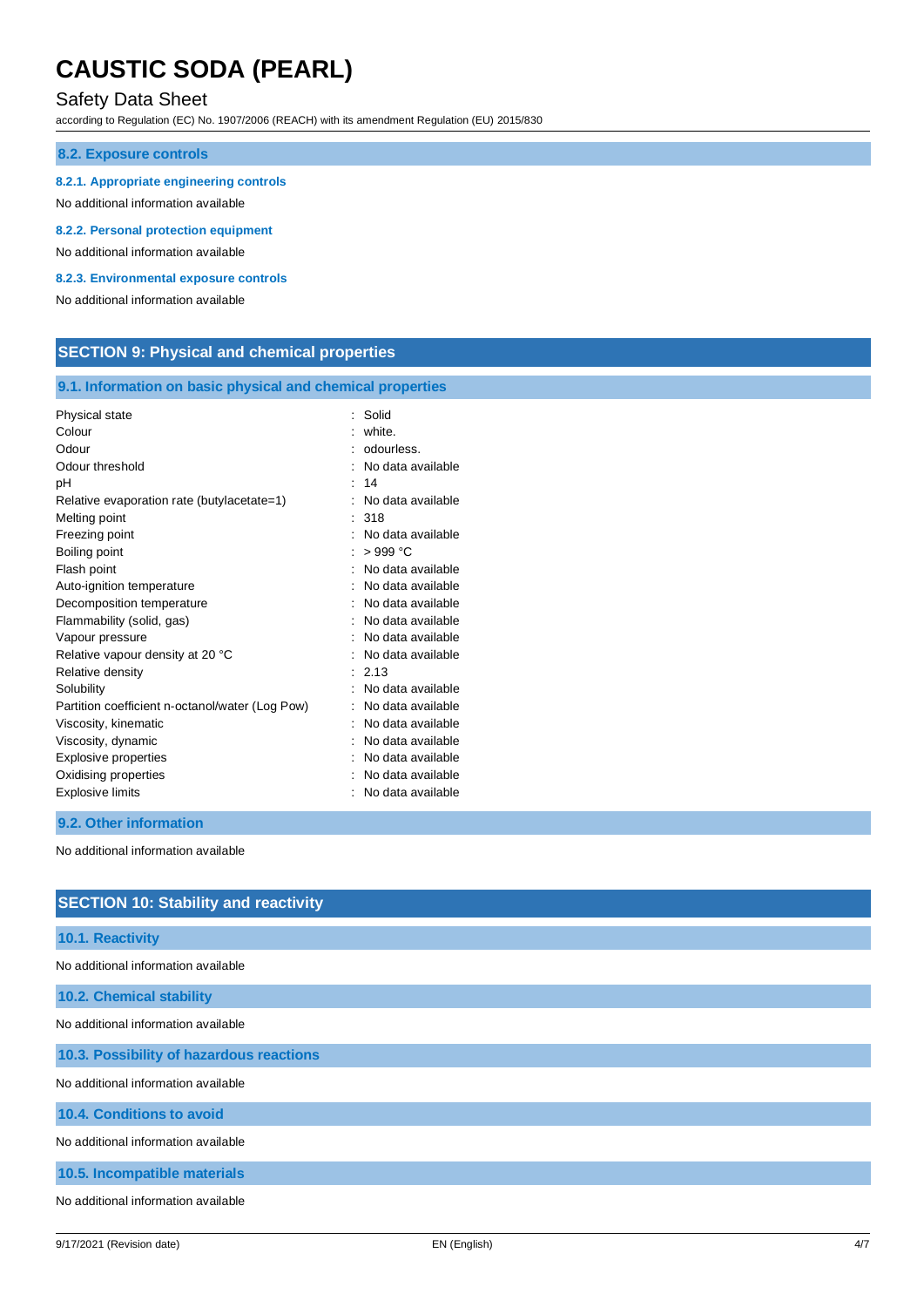### 8.2. Exposure controls

#### 8.2.1. Appropriate engineering controls

No additional information available

#### 8.2.2. Personal protection equipment

No additional information available

#### 8.2.3. Environmental exposure controls

No additional information available

## SECTION 9: Physical and chemical properties

### 9.1. Information on basic physical and chemical properties

| | |
|---|---|
| Physical state | : Solid |
| Colour | : white. |
| Odour | : odourless. |
| Odour threshold | : No data available |
| pH | : 14 |
| Relative evaporation rate (butylacetate=1) | : No data available |
| Melting point | : 318 |
| Freezing point | : No data available |
| Boiling point | : > 999 °C |
| Flash point | : No data available |
| Auto-ignition temperature | : No data available |
| Decomposition temperature | : No data available |
| Flammability (solid, gas) | : No data available |
| Vapour pressure | : No data available |
| Relative vapour density at 20 °C | : No data available |
| Relative density | : 2.13 |
| Solubility | : No data available |
| Partition coefficient n-octanol/water (Log Pow) | : No data available |
| Viscosity, kinematic | : No data available |
| Viscosity, dynamic | : No data available |
| Explosive properties | : No data available |
| Oxidising properties | : No data available |
| Explosive limits | : No data available |

### 9.2. Other information

No additional information available

## SECTION 10: Stability and reactivity

### 10.1. Reactivity

No additional information available

### 10.2. Chemical stability

No additional information available

### 10.3. Possibility of hazardous reactions

No additional information available

### 10.4. Conditions to avoid

No additional information available

### 10.5. Incompatible materials

No additional information available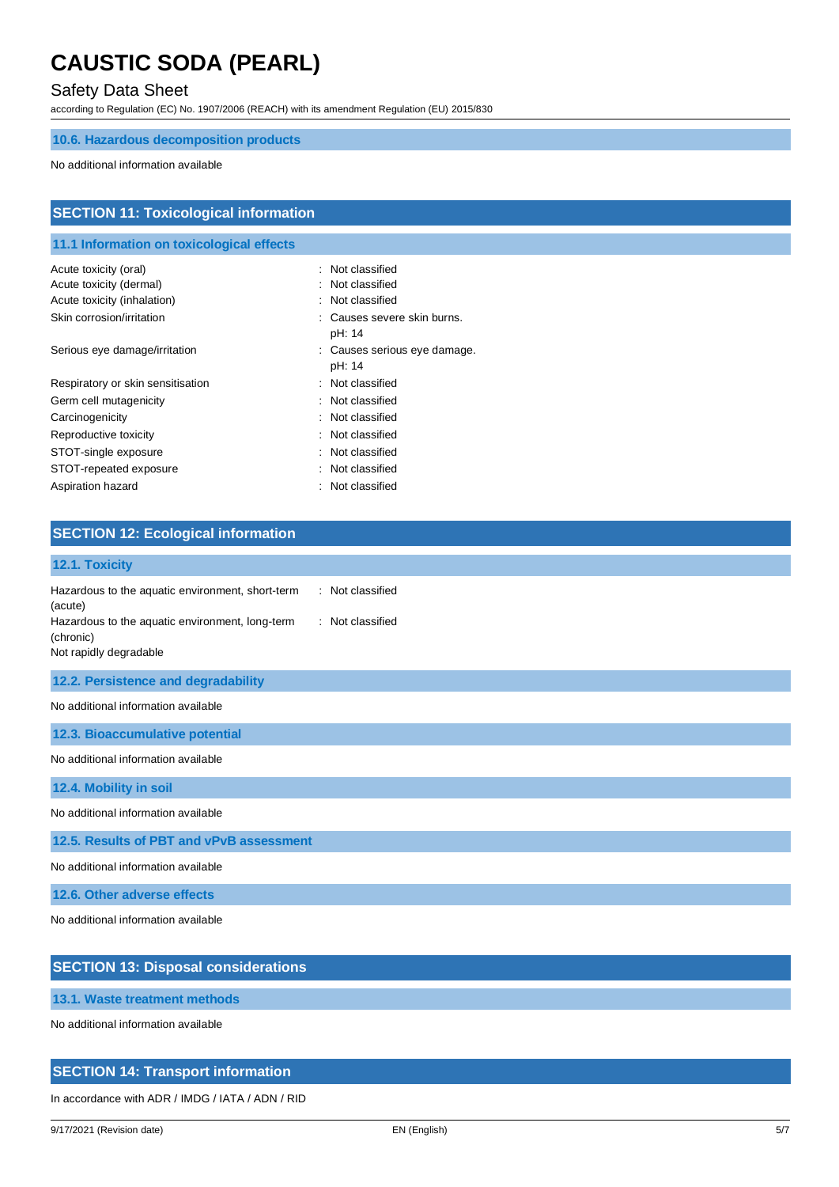### 10.6. Hazardous decomposition products

No additional information available

## SECTION 11: Toxicological information

### 11.1 Information on toxicological effects

| | |
|---|---|
| Acute toxicity (oral) | : Not classified |
| Acute toxicity (dermal) | : Not classified |
| Acute toxicity (inhalation) | : Not classified |
| Skin corrosion/irritation | : Causes severe skin burns.<br>pH: 14 |
| Serious eye damage/irritation | : Causes serious eye damage.<br>pH: 14 |
| Respiratory or skin sensitisation | : Not classified |
| Germ cell mutagenicity | : Not classified |
| Carcinogenicity | : Not classified |
| Reproductive toxicity | : Not classified |
| STOT-single exposure | : Not classified |
| STOT-repeated exposure | : Not classified |
| Aspiration hazard | : Not classified |

## SECTION 12: Ecological information

### 12.1. Toxicity

| | |
|---|---|
| Hazardous to the aquatic environment, short-term (acute) | : Not classified |
| Hazardous to the aquatic environment, long-term (chronic) | : Not classified |

Not rapidly degradable

### 12.2. Persistence and degradability

No additional information available

### 12.3. Bioaccumulative potential

No additional information available

### 12.4. Mobility in soil

No additional information available

### 12.5. Results of PBT and vPvB assessment

No additional information available

### 12.6. Other adverse effects

No additional information available

## SECTION 13: Disposal considerations

### 13.1. Waste treatment methods

No additional information available

## SECTION 14: Transport information

In accordance with ADR / IMDG / IATA / ADN / RID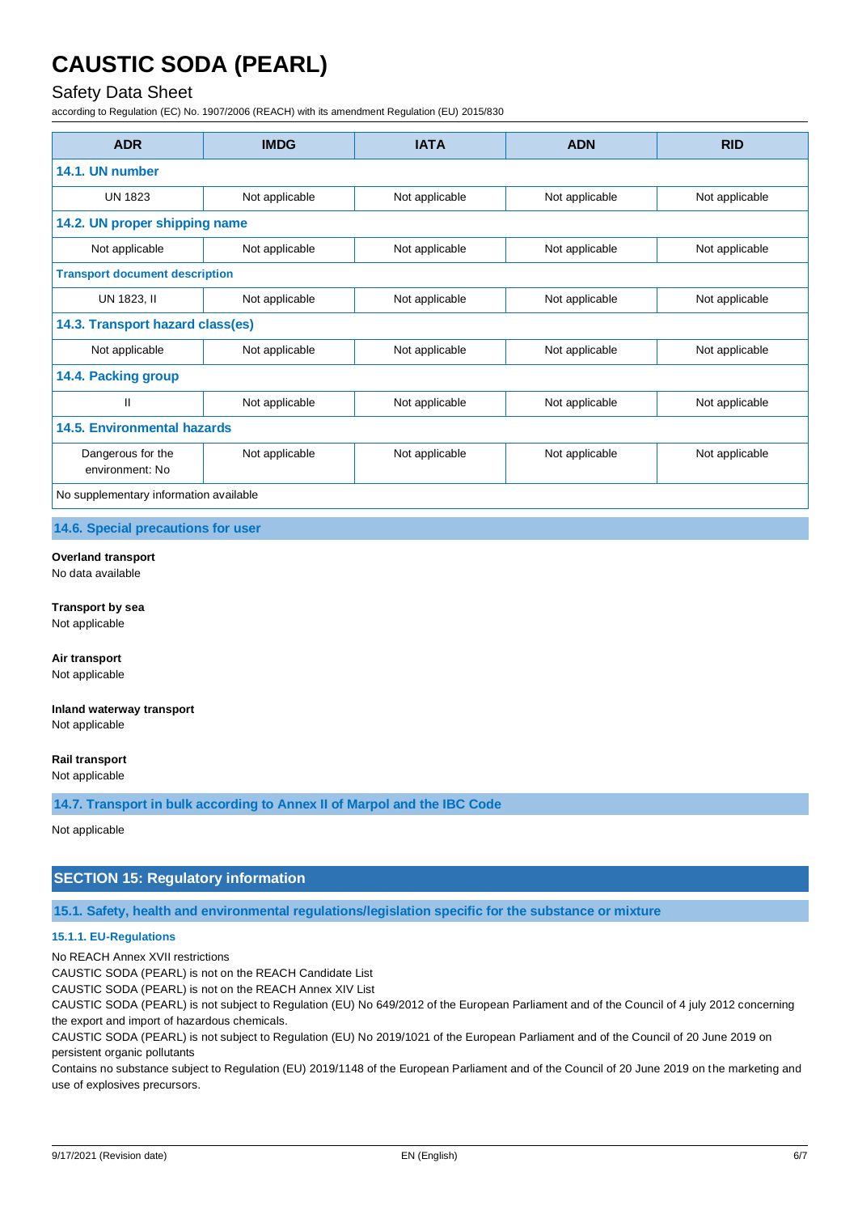| ADR | IMDG | IATA | ADN | RID |
|---|---|---|---|---|
| **14.1. UN number** | | | | |
| UN 1823 | Not applicable | Not applicable | Not applicable | Not applicable |
| **14.2. UN proper shipping name** | | | | |
| Not applicable | Not applicable | Not applicable | Not applicable | Not applicable |
| **Transport document description** | | | | |
| UN 1823, II | Not applicable | Not applicable | Not applicable | Not applicable |
| **14.3. Transport hazard class(es)** | | | | |
| Not applicable | Not applicable | Not applicable | Not applicable | Not applicable |
| **14.4. Packing group** | | | | |
| II | Not applicable | Not applicable | Not applicable | Not applicable |
| **14.5. Environmental hazards** | | | | |
| Dangerous for the environment: No | Not applicable | Not applicable | Not applicable | Not applicable |
| No supplementary information available | | | | |

### 14.6. Special precautions for user

**Overland transport**

No data available

**Transport by sea**

Not applicable

**Air transport**

Not applicable

**Inland waterway transport**

Not applicable

**Rail transport**

Not applicable

### 14.7. Transport in bulk according to Annex II of Marpol and the IBC Code

Not applicable

## SECTION 15: Regulatory information

### 15.1. Safety, health and environmental regulations/legislation specific for the substance or mixture

#### 15.1.1. EU-Regulations

No REACH Annex XVII restrictions

CAUSTIC SODA (PEARL) is not on the REACH Candidate List

CAUSTIC SODA (PEARL) is not on the REACH Annex XIV List

CAUSTIC SODA (PEARL) is not subject to Regulation (EU) No 649/2012 of the European Parliament and of the Council of 4 july 2012 concerning the export and import of hazardous chemicals.

CAUSTIC SODA (PEARL) is not subject to Regulation (EU) No 2019/1021 of the European Parliament and of the Council of 20 June 2019 on persistent organic pollutants

Contains no substance subject to Regulation (EU) 2019/1148 of the European Parliament and of the Council of 20 June 2019 on the marketing and use of explosives precursors.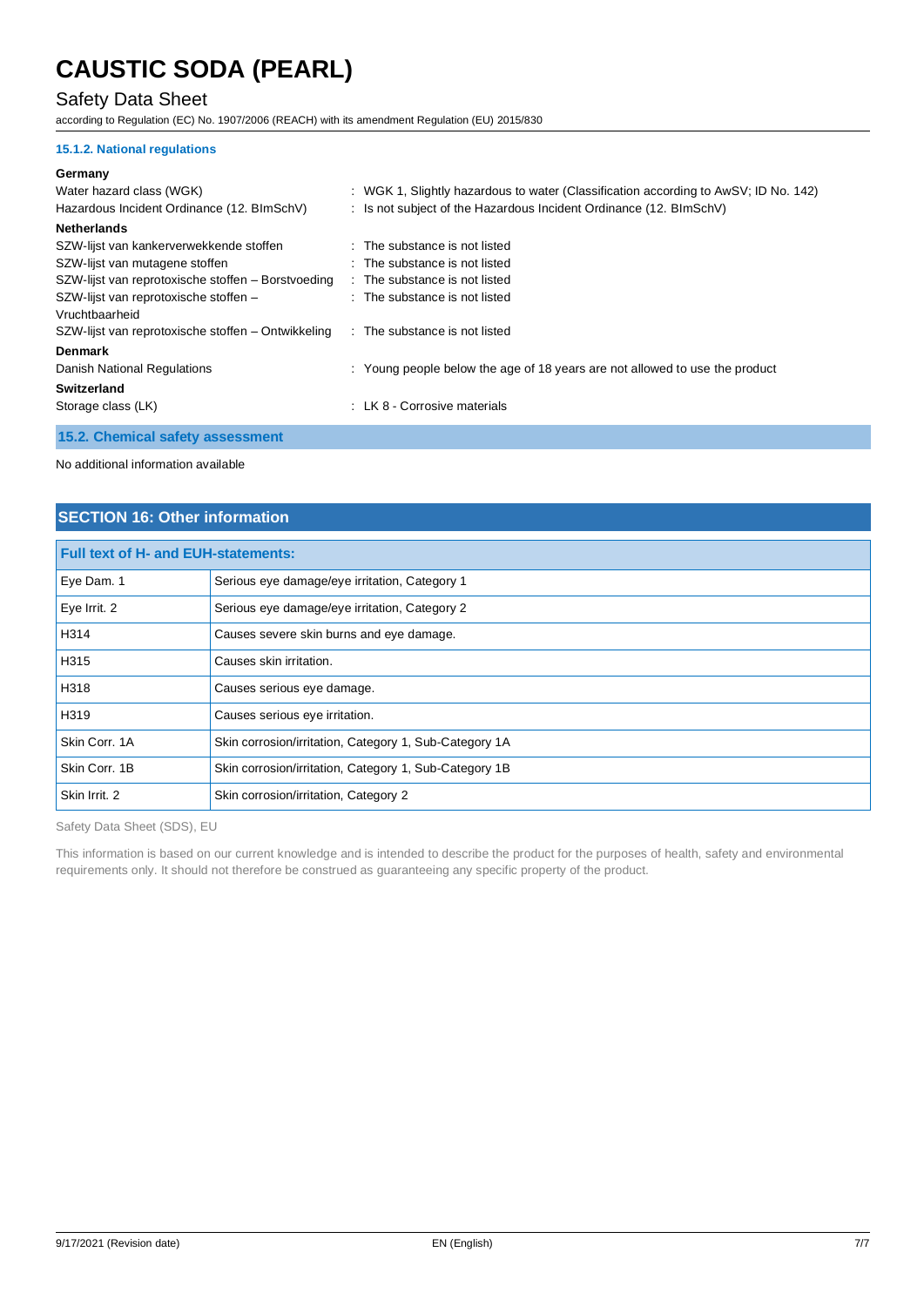#### 15.1.2. National regulations

**Germany**

| | |
|---|---|
| Water hazard class (WGK) | : WGK 1, Slightly hazardous to water (Classification according to AwSV; ID No. 142) |
| Hazardous Incident Ordinance (12. BImSchV) | : Is not subject of the Hazardous Incident Ordinance (12. BImSchV) |

**Netherlands**

| | |
|---|---|
| SZW-lijst van kankerverwekkende stoffen | : The substance is not listed |
| SZW-lijst van mutagene stoffen | : The substance is not listed |
| SZW-lijst van reprotoxische stoffen – Borstvoeding | : The substance is not listed |
| SZW-lijst van reprotoxische stoffen – Vruchtbaarheid | : The substance is not listed |
| SZW-lijst van reprotoxische stoffen – Ontwikkeling | : The substance is not listed |

**Denmark**

| | |
|---|---|
| Danish National Regulations | : Young people below the age of 18 years are not allowed to use the product |

**Switzerland**

| | |
|---|---|
| Storage class (LK) | : LK 8 - Corrosive materials |

### 15.2. Chemical safety assessment

No additional information available

## SECTION 16: Other information

| Full text of H- and EUH-statements: | |
|---|---|
| Eye Dam. 1 | Serious eye damage/eye irritation, Category 1 |
| Eye Irrit. 2 | Serious eye damage/eye irritation, Category 2 |
| H314 | Causes severe skin burns and eye damage. |
| H315 | Causes skin irritation. |
| H318 | Causes serious eye damage. |
| H319 | Causes serious eye irritation. |
| Skin Corr. 1A | Skin corrosion/irritation, Category 1, Sub-Category 1A |
| Skin Corr. 1B | Skin corrosion/irritation, Category 1, Sub-Category 1B |
| Skin Irrit. 2 | Skin corrosion/irritation, Category 2 |

Safety Data Sheet (SDS), EU

This information is based on our current knowledge and is intended to describe the product for the purposes of health, safety and environmental requirements only. It should not therefore be construed as guaranteeing any specific property of the product.